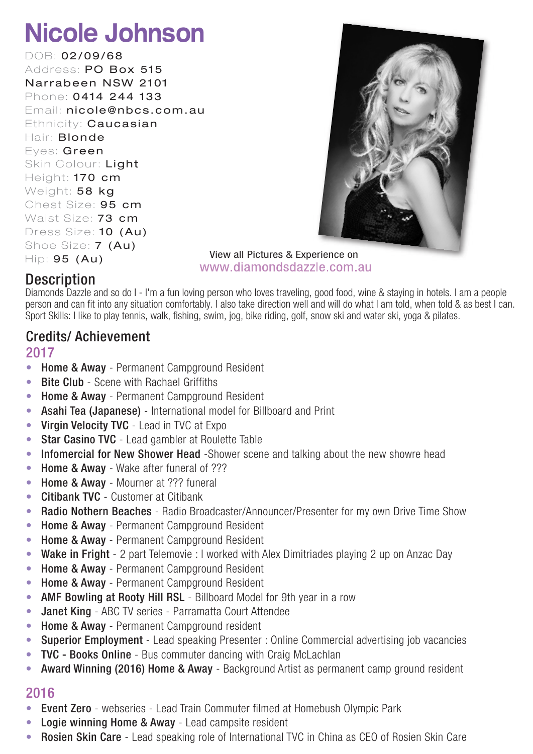# Nicole Johnson

DOB: 02/09/68
Address: PO Box 515
Narrabeen NSW 2101
Phone: 0414 244 133
Email: nicole@nbcs.com.au
Ethnicity: Caucasian
Hair: Blonde
Eyes: Green
Skin Colour: Light
Height: 170 cm
Weight: 58 kg
Chest Size: 95 cm
Waist Size: 73 cm
Dress Size: 10 (Au)
Shoe Size: 7 (Au)
Hip: 95 (Au)

View all Pictures & Experience on
www.diamondsdazzle.com.au

## Description

Diamonds Dazzle and so do I - I'm a fun loving person who loves traveling, good food, wine & staying in hotels. I am a people person and can fit into any situation comfortably. I also take direction well and will do what I am told, when told & as best I can. Sport Skills: I like to play tennis, walk, fishing, swim, jog, bike riding, golf, snow ski and water ski, yoga & pilates.

## Credits/ Achievement

### 2017

- **Home & Away** - Permanent Campground Resident
- **Bite Club** - Scene with Rachael Griffiths
- **Home & Away** - Permanent Campground Resident
- **Asahi Tea (Japanese)** - International model for Billboard and Print
- **Virgin Velocity TVC** - Lead in TVC at Expo
- **Star Casino TVC** - Lead gambler at Roulette Table
- **Infomercial for New Shower Head** -Shower scene and talking about the new showre head
- **Home & Away** - Wake after funeral of ???
- **Home & Away** - Mourner at ??? funeral
- **Citibank TVC** - Customer at Citibank
- **Radio Nothern Beaches** - Radio Broadcaster/Announcer/Presenter for my own Drive Time Show
- **Home & Away** - Permanent Campground Resident
- **Home & Away** - Permanent Campground Resident
- **Wake in Fright** - 2 part Telemovie : I worked with Alex Dimitriades playing 2 up on Anzac Day
- **Home & Away** - Permanent Campground Resident
- **Home & Away** - Permanent Campground Resident
- **AMF Bowling at Rooty Hill RSL** - Billboard Model for 9th year in a row
- **Janet King** - ABC TV series - Parramatta Court Attendee
- **Home & Away** - Permanent Campground resident
- **Superior Employment** - Lead speaking Presenter : Online Commercial advertising job vacancies
- **TVC - Books Online** - Bus commuter dancing with Craig McLachlan
- **Award Winning (2016) Home & Away** - Background Artist as permanent camp ground resident

### 2016

- **Event Zero** - webseries - Lead Train Commuter filmed at Homebush Olympic Park
- **Logie winning Home & Away** - Lead campsite resident
- **Rosien Skin Care** - Lead speaking role of International TVC in China as CEO of Rosien Skin Care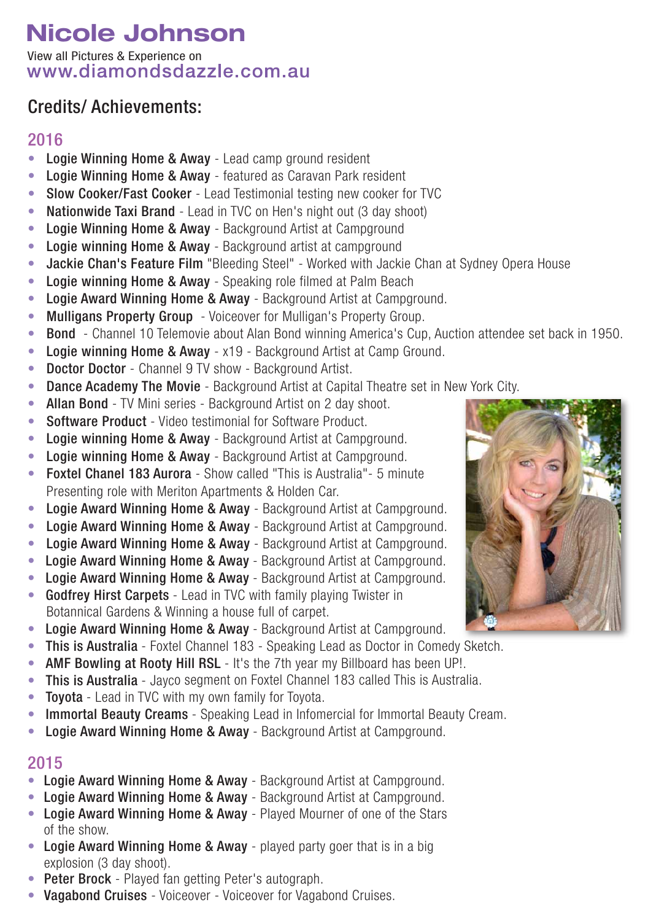# Nicole Johnson

View all Pictures & Experience on
www.diamondsdazzle.com.au

## Credits/ Achievements:

### 2016

- **Logie Winning Home & Away** - Lead camp ground resident
- **Logie Winning Home & Away** - featured as Caravan Park resident
- **Slow Cooker/Fast Cooker** - Lead Testimonial testing new cooker for TVC
- **Nationwide Taxi Brand** - Lead in TVC on Hen's night out (3 day shoot)
- **Logie Winning Home & Away** - Background Artist at Campground
- **Logie winning Home & Away** - Background artist at campground
- **Jackie Chan's Feature Film** "Bleeding Steel" - Worked with Jackie Chan at Sydney Opera House
- **Logie winning Home & Away** - Speaking role filmed at Palm Beach
- **Logie Award Winning Home & Away** - Background Artist at Campground.
- **Mulligans Property Group** - Voiceover for Mulligan's Property Group.
- **Bond** - Channel 10 Telemovie about Alan Bond winning America's Cup, Auction attendee set back in 1950.
- **Logie winning Home & Away** - x19 - Background Artist at Camp Ground.
- **Doctor Doctor** - Channel 9 TV show - Background Artist.
- **Dance Academy The Movie** - Background Artist at Capital Theatre set in New York City.
- **Allan Bond** - TV Mini series - Background Artist on 2 day shoot.
- **Software Product** - Video testimonial for Software Product.
- **Logie winning Home & Away** - Background Artist at Campground.
- **Logie winning Home & Away** - Background Artist at Campground.
- **Foxtel Chanel 183 Aurora** - Show called "This is Australia"- 5 minute Presenting role with Meriton Apartments & Holden Car.
- **Logie Award Winning Home & Away** - Background Artist at Campground.
- **Logie Award Winning Home & Away** - Background Artist at Campground.
- **Logie Award Winning Home & Away** - Background Artist at Campground.
- **Logie Award Winning Home & Away** - Background Artist at Campground.
- **Logie Award Winning Home & Away** - Background Artist at Campground.
- **Godfrey Hirst Carpets** - Lead in TVC with family playing Twister in Botannical Gardens & Winning a house full of carpet.
- **Logie Award Winning Home & Away** - Background Artist at Campground.
- **This is Australia** - Foxtel Channel 183 - Speaking Lead as Doctor in Comedy Sketch.
- **AMF Bowling at Rooty Hill RSL** - It's the 7th year my Billboard has been UP!.
- **This is Australia** - Jayco segment on Foxtel Channel 183 called This is Australia.
- **Toyota** - Lead in TVC with my own family for Toyota.
- **Immortal Beauty Creams** - Speaking Lead in Infomercial for Immortal Beauty Cream.
- **Logie Award Winning Home & Away** - Background Artist at Campground.

### 2015

- **Logie Award Winning Home & Away** - Background Artist at Campground.
- **Logie Award Winning Home & Away** - Background Artist at Campground.
- **Logie Award Winning Home & Away** - Played Mourner of one of the Stars of the show.
- **Logie Award Winning Home & Away** - played party goer that is in a big explosion (3 day shoot).
- **Peter Brock** - Played fan getting Peter's autograph.
- **Vagabond Cruises** - Voiceover - Voiceover for Vagabond Cruises.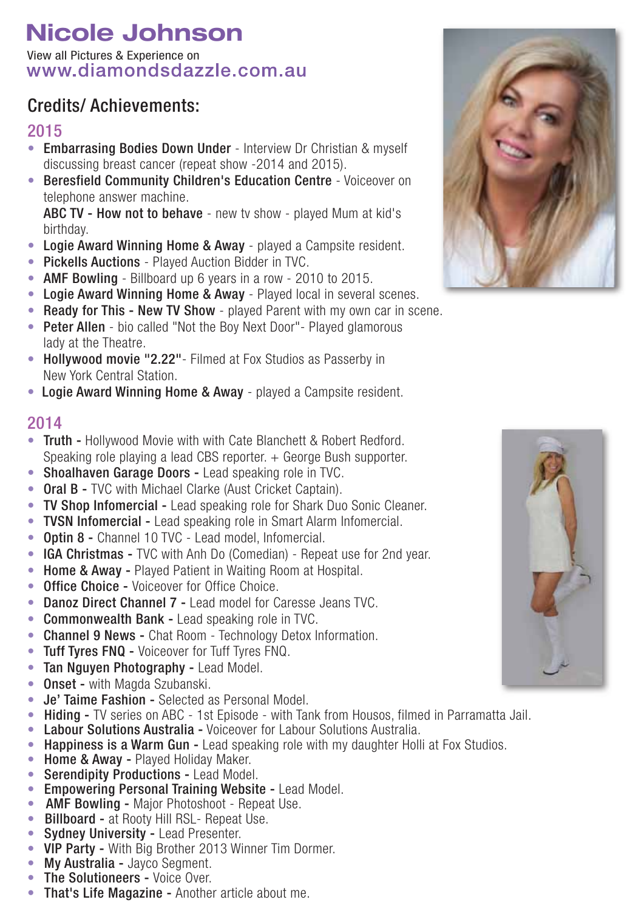# Nicole Johnson

View all Pictures & Experience on
www.diamondsdazzle.com.au

## Credits/ Achievements:

### 2015

- **Embarrasing Bodies Down Under** - Interview Dr Christian & myself discussing breast cancer (repeat show -2014 and 2015).
- **Beresfield Community Children's Education Centre** - Voiceover on telephone answer machine.
  **ABC TV - How not to behave** - new tv show - played Mum at kid's birthday.
- **Logie Award Winning Home & Away** - played a Campsite resident.
- **Pickells Auctions** - Played Auction Bidder in TVC.
- **AMF Bowling** - Billboard up 6 years in a row - 2010 to 2015.
- **Logie Award Winning Home & Away** - Played local in several scenes.
- **Ready for This - New TV Show** - played Parent with my own car in scene.
- **Peter Allen** - bio called "Not the Boy Next Door"- Played glamorous lady at the Theatre.
- **Hollywood movie "2.22"**- Filmed at Fox Studios as Passerby in New York Central Station.
- **Logie Award Winning Home & Away** - played a Campsite resident.

### 2014

- **Truth -** Hollywood Movie with with Cate Blanchett & Robert Redford. Speaking role playing a lead CBS reporter. + George Bush supporter.
- **Shoalhaven Garage Doors -** Lead speaking role in TVC.
- **Oral B -** TVC with Michael Clarke (Aust Cricket Captain).
- **TV Shop Infomercial -** Lead speaking role for Shark Duo Sonic Cleaner.
- **TVSN Infomercial -** Lead speaking role in Smart Alarm Infomercial.
- **Optin 8 -** Channel 10 TVC - Lead model, Infomercial.
- **IGA Christmas -** TVC with Anh Do (Comedian) - Repeat use for 2nd year.
- **Home & Away -** Played Patient in Waiting Room at Hospital.
- **Office Choice -** Voiceover for Office Choice.
- **Danoz Direct Channel 7 -** Lead model for Caresse Jeans TVC.
- **Commonwealth Bank -** Lead speaking role in TVC.
- **Channel 9 News -** Chat Room - Technology Detox Information.
- **Tuff Tyres FNQ -** Voiceover for Tuff Tyres FNQ.
- **Tan Nguyen Photography -** Lead Model.
- **Onset -** with Magda Szubanski.
- **Je' Taime Fashion -** Selected as Personal Model.
- **Hiding -** TV series on ABC - 1st Episode - with Tank from Housos, filmed in Parramatta Jail.
- **Labour Solutions Australia -** Voiceover for Labour Solutions Australia.
- **Happiness is a Warm Gun -** Lead speaking role with my daughter Holli at Fox Studios.
- **Home & Away -** Played Holiday Maker.
- **Serendipity Productions -** Lead Model.
- **Empowering Personal Training Website -** Lead Model.
- **AMF Bowling -** Major Photoshoot - Repeat Use.
- **Billboard -** at Rooty Hill RSL- Repeat Use.
- **Sydney University -** Lead Presenter.
- **VIP Party -** With Big Brother 2013 Winner Tim Dormer.
- **My Australia -** Jayco Segment.
- **The Solutioneers -** Voice Over.
- **That's Life Magazine -** Another article about me.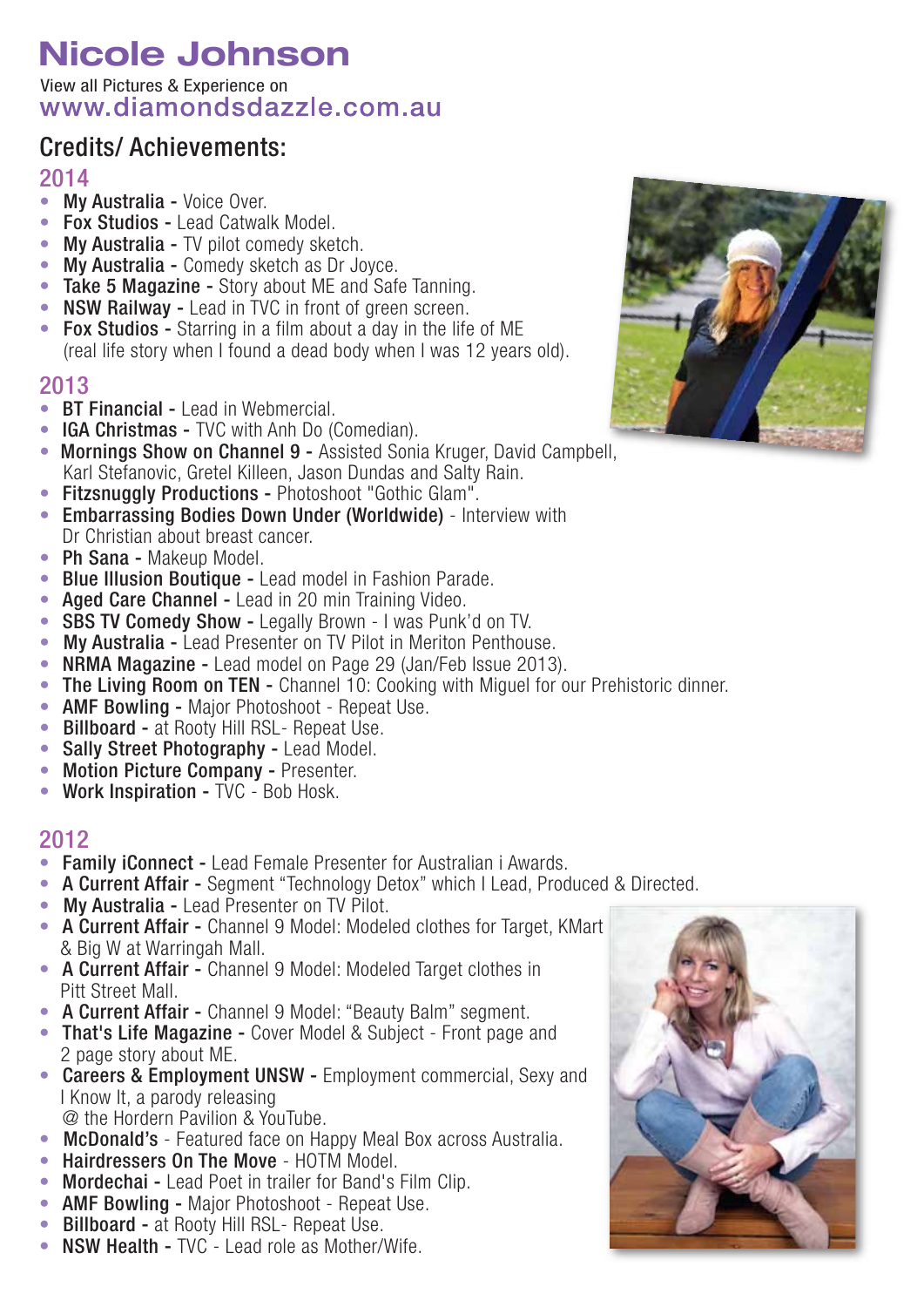# Nicole Johnson

View all Pictures & Experience on
www.diamondsdazzle.com.au

## Credits/ Achievements:

### 2014

- **My Australia -** Voice Over.
- **Fox Studios -** Lead Catwalk Model.
- **My Australia -** TV pilot comedy sketch.
- **My Australia -** Comedy sketch as Dr Joyce.
- **Take 5 Magazine -** Story about ME and Safe Tanning.
- **NSW Railway -** Lead in TVC in front of green screen.
- **Fox Studios -** Starring in a film about a day in the life of ME (real life story when I found a dead body when I was 12 years old).

### 2013

- **BT Financial -** Lead in Webmercial.
- **IGA Christmas -** TVC with Anh Do (Comedian).
- **Mornings Show on Channel 9 -** Assisted Sonia Kruger, David Campbell, Karl Stefanovic, Gretel Killeen, Jason Dundas and Salty Rain.
- **Fitzsnuggly Productions -** Photoshoot "Gothic Glam".
- **Embarrassing Bodies Down Under (Worldwide)** - Interview with Dr Christian about breast cancer.
- **Ph Sana -** Makeup Model.
- **Blue Illusion Boutique -** Lead model in Fashion Parade.
- **Aged Care Channel -** Lead in 20 min Training Video.
- **SBS TV Comedy Show -** Legally Brown - I was Punk'd on TV.
- **My Australia -** Lead Presenter on TV Pilot in Meriton Penthouse.
- **NRMA Magazine -** Lead model on Page 29 (Jan/Feb Issue 2013).
- **The Living Room on TEN -** Channel 10: Cooking with Miguel for our Prehistoric dinner.
- **AMF Bowling -** Major Photoshoot - Repeat Use.
- **Billboard -** at Rooty Hill RSL- Repeat Use.
- **Sally Street Photography -** Lead Model.
- **Motion Picture Company -** Presenter.
- **Work Inspiration -** TVC - Bob Hosk.

### 2012

- **Family iConnect -** Lead Female Presenter for Australian i Awards.
- **A Current Affair -** Segment "Technology Detox" which I Lead, Produced & Directed.
- **My Australia -** Lead Presenter on TV Pilot.
- **A Current Affair -** Channel 9 Model: Modeled clothes for Target, KMart & Big W at Warringah Mall.
- **A Current Affair -** Channel 9 Model: Modeled Target clothes in Pitt Street Mall.
- **A Current Affair -** Channel 9 Model: "Beauty Balm" segment.
- **That's Life Magazine -** Cover Model & Subject - Front page and 2 page story about ME.
- **Careers & Employment UNSW -** Employment commercial, Sexy and I Know It, a parody releasing @ the Hordern Pavilion & YouTube.
- **McDonald's** - Featured face on Happy Meal Box across Australia.
- **Hairdressers On The Move** - HOTM Model.
- **Mordechai -** Lead Poet in trailer for Band's Film Clip.
- **AMF Bowling -** Major Photoshoot - Repeat Use.
- **Billboard -** at Rooty Hill RSL- Repeat Use.
- **NSW Health -** TVC - Lead role as Mother/Wife.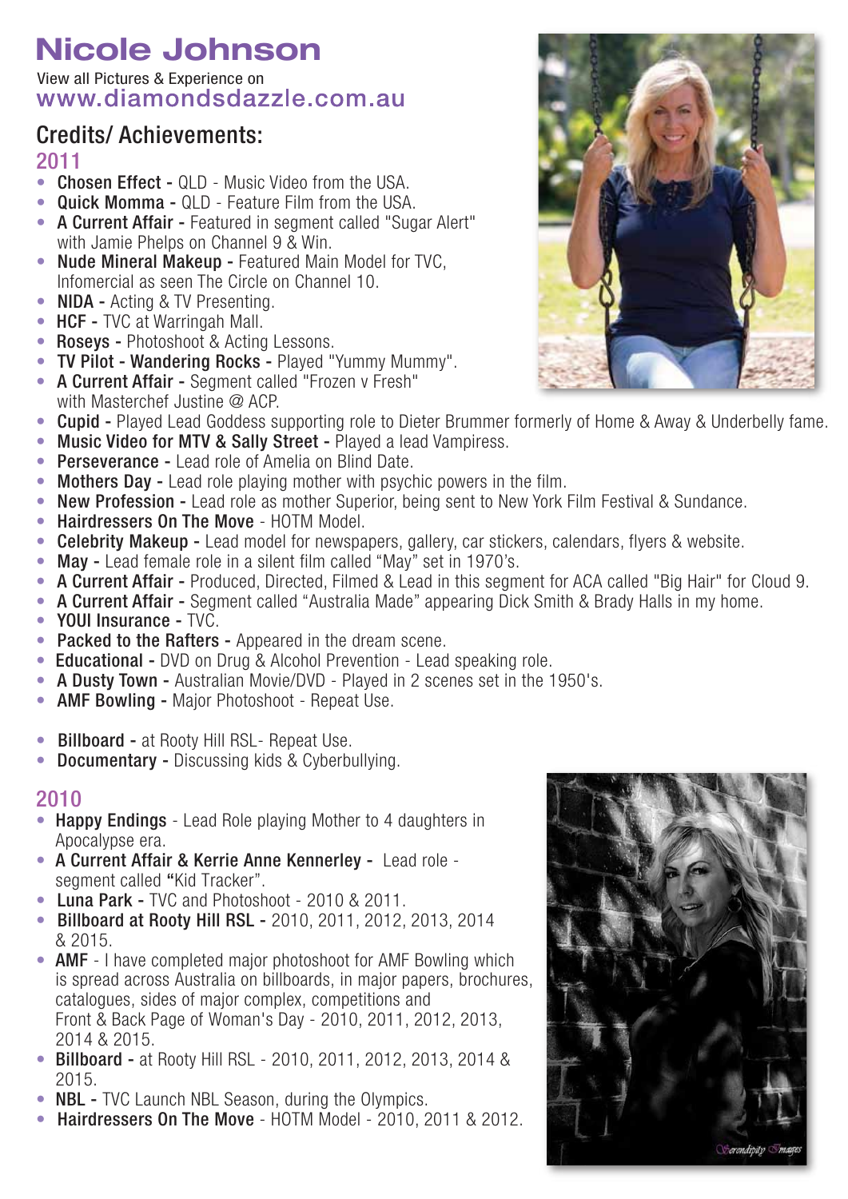# Nicole Johnson

View all Pictures & Experience on
www.diamondsdazzle.com.au

## Credits/ Achievements:

### 2011

- **Chosen Effect -** QLD - Music Video from the USA.
- **Quick Momma -** QLD - Feature Film from the USA.
- **A Current Affair -** Featured in segment called "Sugar Alert" with Jamie Phelps on Channel 9 & Win.
- **Nude Mineral Makeup -** Featured Main Model for TVC, Infomercial as seen The Circle on Channel 10.
- **NIDA -** Acting & TV Presenting.
- **HCF -** TVC at Warringah Mall.
- **Roseys -** Photoshoot & Acting Lessons.
- **TV Pilot - Wandering Rocks -** Played "Yummy Mummy".
- **A Current Affair -** Segment called "Frozen v Fresh" with Masterchef Justine @ ACP.
- **Cupid -** Played Lead Goddess supporting role to Dieter Brummer formerly of Home & Away & Underbelly fame.
- **Music Video for MTV & Sally Street -** Played a lead Vampiress.
- **Perseverance -** Lead role of Amelia on Blind Date.
- **Mothers Day -** Lead role playing mother with psychic powers in the film.
- **New Profession -** Lead role as mother Superior, being sent to New York Film Festival & Sundance.
- **Hairdressers On The Move** - HOTM Model.
- **Celebrity Makeup -** Lead model for newspapers, gallery, car stickers, calendars, flyers & website.
- **May -** Lead female role in a silent film called "May" set in 1970's.
- **A Current Affair -** Produced, Directed, Filmed & Lead in this segment for ACA called "Big Hair" for Cloud 9.
- **A Current Affair -** Segment called "Australia Made" appearing Dick Smith & Brady Halls in my home.
- **YOUI Insurance -** TVC.
- **Packed to the Rafters -** Appeared in the dream scene.
- **Educational -** DVD on Drug & Alcohol Prevention - Lead speaking role.
- **A Dusty Town -** Australian Movie/DVD - Played in 2 scenes set in the 1950's.
- **AMF Bowling -** Major Photoshoot - Repeat Use.

- **Billboard -** at Rooty Hill RSL- Repeat Use.
- **Documentary -** Discussing kids & Cyberbullying.

### 2010

- **Happy Endings** - Lead Role playing Mother to 4 daughters in Apocalypse era.
- **A Current Affair & Kerrie Anne Kennerley -** Lead role - segment called **"**Kid Tracker".
- **Luna Park -** TVC and Photoshoot - 2010 & 2011.
- **Billboard at Rooty Hill RSL -** 2010, 2011, 2012, 2013, 2014 & 2015.
- **AMF** - I have completed major photoshoot for AMF Bowling which is spread across Australia on billboards, in major papers, brochures, catalogues, sides of major complex, competitions and Front & Back Page of Woman's Day - 2010, 2011, 2012, 2013, 2014 & 2015.
- **Billboard -** at Rooty Hill RSL - 2010, 2011, 2012, 2013, 2014 & 2015.
- **NBL -** TVC Launch NBL Season, during the Olympics.
- **Hairdressers On The Move** - HOTM Model - 2010, 2011 & 2012.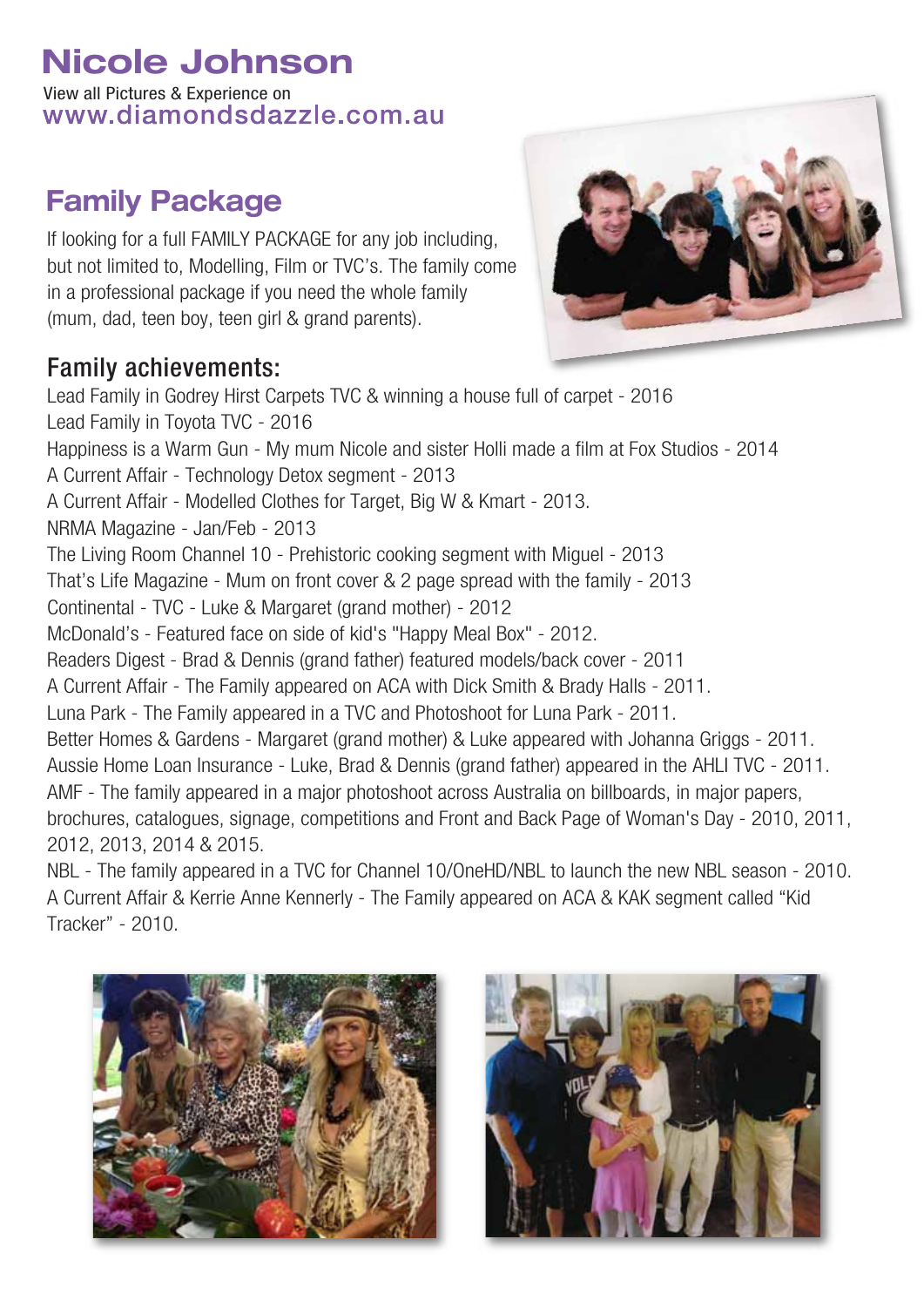# Nicole Johnson

View all Pictures & Experience on
www.diamondsdazzle.com.au

## Family Package

If looking for a full FAMILY PACKAGE for any job including, but not limited to, Modelling, Film or TVC's. The family come in a professional package if you need the whole family (mum, dad, teen boy, teen girl & grand parents).

### Family achievements:

Lead Family in Godrey Hirst Carpets TVC & winning a house full of carpet - 2016
Lead Family in Toyota TVC - 2016
Happiness is a Warm Gun - My mum Nicole and sister Holli made a film at Fox Studios - 2014
A Current Affair - Technology Detox segment - 2013
A Current Affair - Modelled Clothes for Target, Big W & Kmart - 2013.
NRMA Magazine - Jan/Feb - 2013
The Living Room Channel 10 - Prehistoric cooking segment with Miguel - 2013
That's Life Magazine - Mum on front cover & 2 page spread with the family - 2013
Continental - TVC - Luke & Margaret (grand mother) - 2012
McDonald's - Featured face on side of kid's "Happy Meal Box" - 2012.
Readers Digest - Brad & Dennis (grand father) featured models/back cover - 2011
A Current Affair - The Family appeared on ACA with Dick Smith & Brady Halls - 2011.
Luna Park - The Family appeared in a TVC and Photoshoot for Luna Park - 2011.
Better Homes & Gardens - Margaret (grand mother) & Luke appeared with Johanna Griggs - 2011.
Aussie Home Loan Insurance - Luke, Brad & Dennis (grand father) appeared in the AHLI TVC - 2011.
AMF - The family appeared in a major photoshoot across Australia on billboards, in major papers, brochures, catalogues, signage, competitions and Front and Back Page of Woman's Day - 2010, 2011, 2012, 2013, 2014 & 2015.
NBL - The family appeared in a TVC for Channel 10/OneHD/NBL to launch the new NBL season - 2010.
A Current Affair & Kerrie Anne Kennerly - The Family appeared on ACA & KAK segment called "Kid Tracker" - 2010.